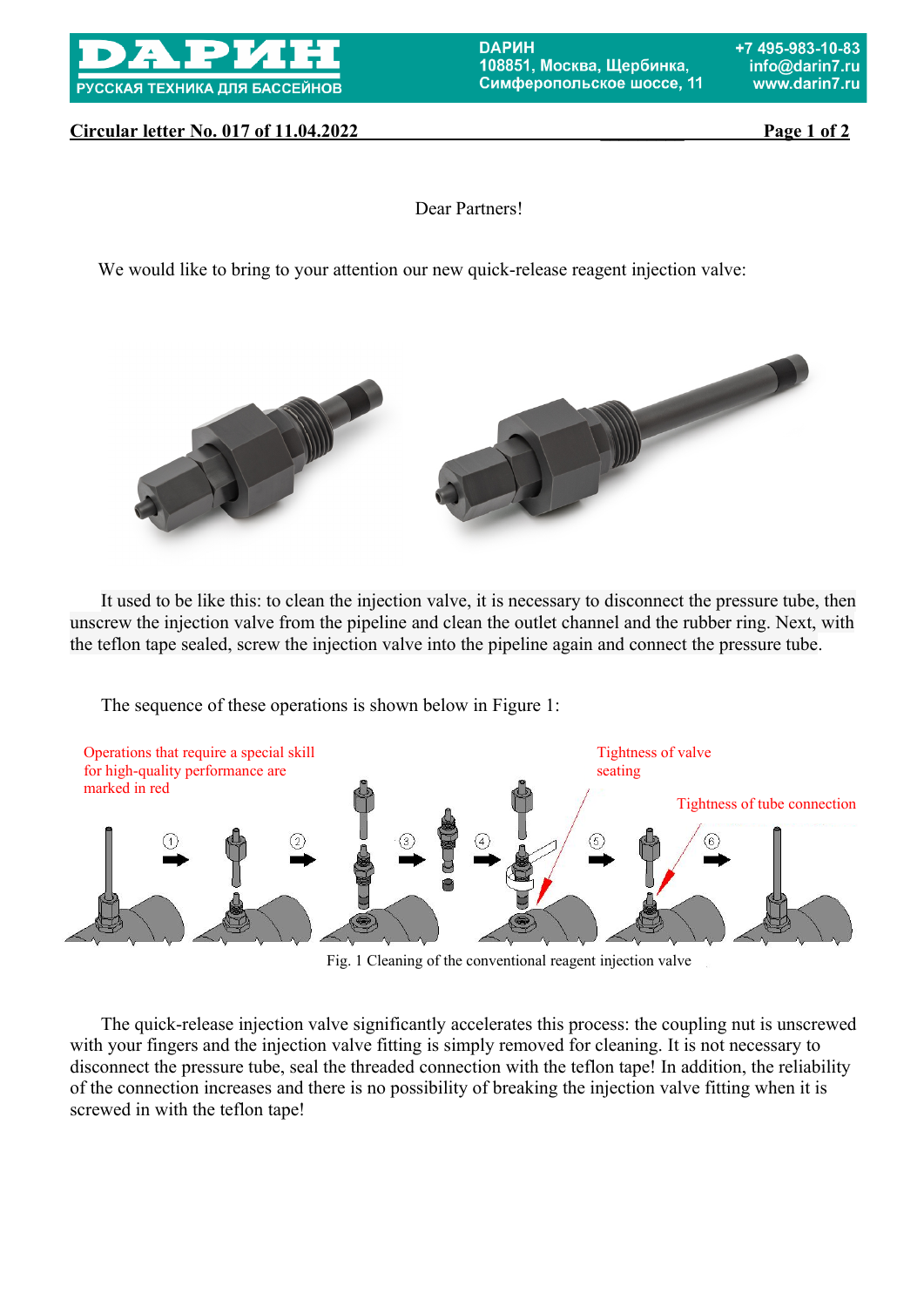**Circular letter No. 017 of 11.04.2022**

Dear Partners!

We would like to bring to your attention our new quick-release reagent injection valve:

It used to be like this: to clean the injection valve, it is necessary to disconnect the pressure tube, then unscrew the injection valve from the pipeline and clean the outlet channel and the rubber ring. Next, with the teflon tape sealed, screw the injection valve into the pipeline again and connect the pressure tube.

The sequence of these operations is shown below in Figure 1:

Operations that require a special skill for high-quality performance are marked in red

Tightness of valve seating

Tightness of tube connection

Fig. 1 Cleaning of the conventional reagent injection valve

The quick-release injection valve significantly accelerates this process: the coupling nut is unscrewed with your fingers and the injection valve fitting is simply removed for cleaning. It is not necessary to disconnect the pressure tube, seal the threaded connection with the teflon tape! In addition, the reliability of the connection increases and there is no possibility of breaking the injection valve fitting when it is screwed in with the teflon tape!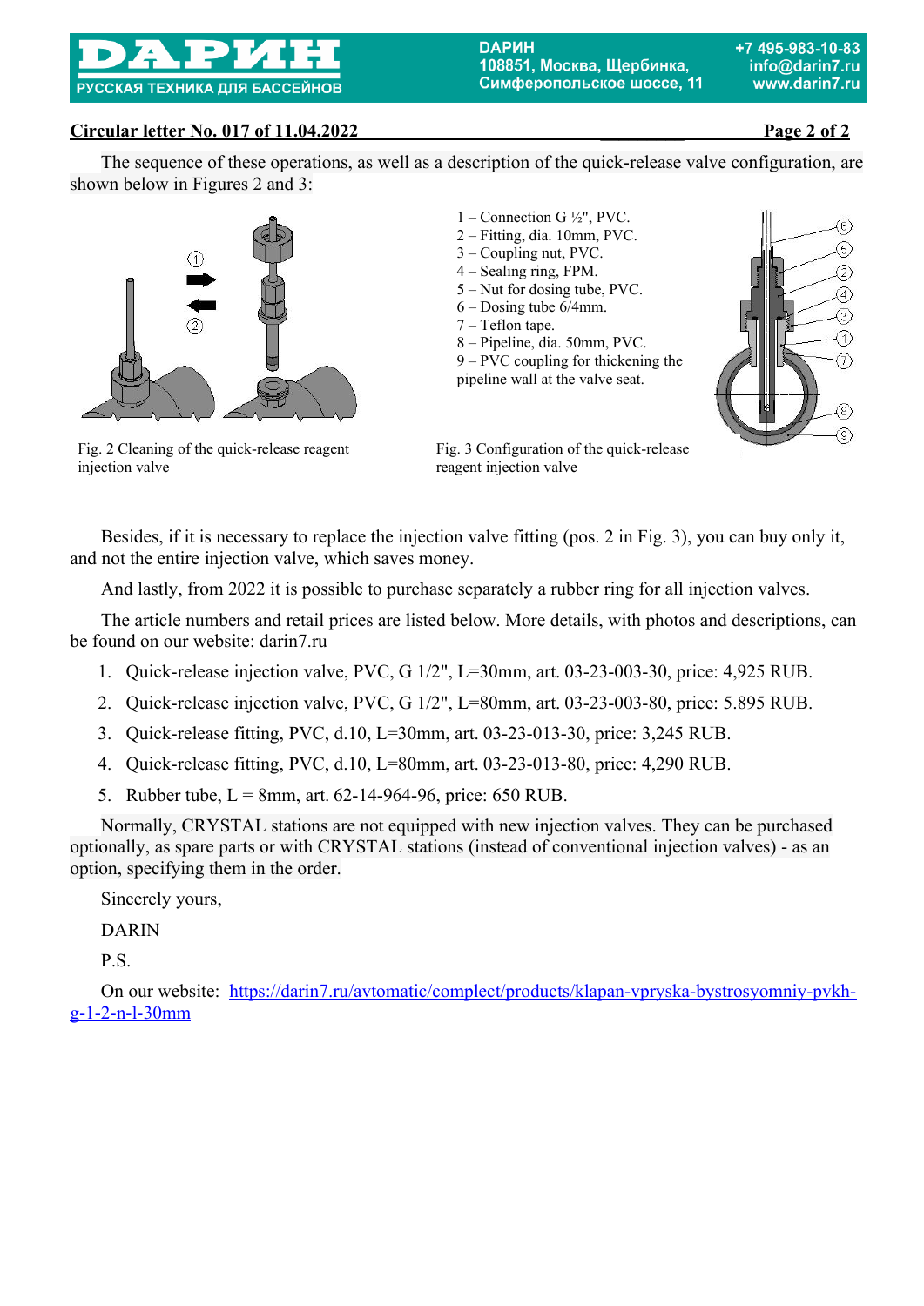The sequence of these operations, as well as a description of the quick-release valve configuration, are shown below in Figures 2 and 3:

1 – Connection G ½", PVC.
2 – Fitting, dia. 10mm, PVC.
3 – Coupling nut, PVC.
4 – Sealing ring, FPM.
5 – Nut for dosing tube, PVC.
6 – Dosing tube 6/4mm.
7 – Teflon tape.
8 – Pipeline, dia. 50mm, PVC.
9 – PVC coupling for thickening the pipeline wall at the valve seat.

Fig. 2 Cleaning of the quick-release reagent injection valve

Fig. 3 Configuration of the quick-release reagent injection valve

Besides, if it is necessary to replace the injection valve fitting (pos. 2 in Fig. 3), you can buy only it, and not the entire injection valve, which saves money.

And lastly, from 2022 it is possible to purchase separately a rubber ring for all injection valves.

The article numbers and retail prices are listed below. More details, with photos and descriptions, can be found on our website: darin7.ru

1. Quick-release injection valve, PVC, G 1/2", L=30mm, art. 03-23-003-30, price: 4,925 RUB.
2. Quick-release injection valve, PVC, G 1/2", L=80mm, art. 03-23-003-80, price: 5.895 RUB.
3. Quick-release fitting, PVC, d.10, L=30mm, art. 03-23-013-30, price: 3,245 RUB.
4. Quick-release fitting, PVC, d.10, L=80mm, art. 03-23-013-80, price: 4,290 RUB.
5. Rubber tube, L = 8mm, art. 62-14-964-96, price: 650 RUB.

Normally, CRYSTAL stations are not equipped with new injection valves. They can be purchased optionally, as spare parts or with CRYSTAL stations (instead of conventional injection valves) - as an option, specifying them in the order.

Sincerely yours,

DARIN

P.S.

On our website: https://darin7.ru/avtomatic/complect/products/klapan-vpryska-bystrosyomniy-pvkh-g-1-2-n-l-30mm